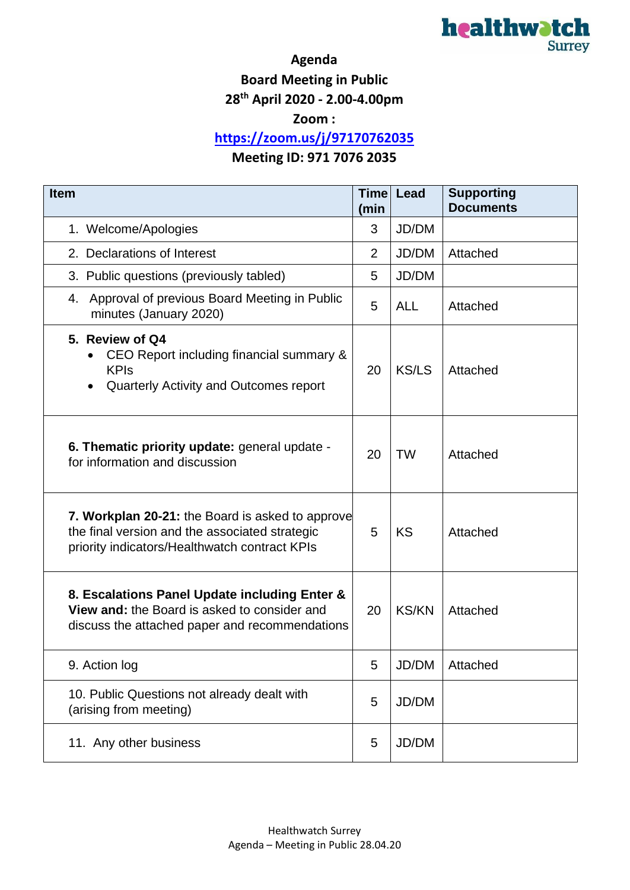# Agenda

## Board Meeting in Public

## 28th April 2020 - 2.00-4.00pm

## Zoom :

## https://zoom.us/j/97170762035

## Meeting ID: 971 7076 2035

| Item | Time (min | Lead | Supporting Documents |
|---|---|---|---|
| 1. Welcome/Apologies | 3 | JD/DM | |
| 2. Declarations of Interest | 2 | JD/DM | Attached |
| 3. Public questions (previously tabled) | 5 | JD/DM | |
| 4. Approval of previous Board Meeting in Public minutes (January 2020) | 5 | ALL | Attached |
| **5. Review of Q4**<br>• CEO Report including financial summary & KPIs<br>• Quarterly Activity and Outcomes report | 20 | KS/LS | Attached |
| **6. Thematic priority update:** general update - for information and discussion | 20 | TW | Attached |
| **7. Workplan 20-21:** the Board is asked to approve the final version and the associated strategic priority indicators/Healthwatch contract KPIs | 5 | KS | Attached |
| **8. Escalations Panel Update including Enter & View and:** the Board is asked to consider and discuss the attached paper and recommendations | 20 | KS/KN | Attached |
| 9. Action log | 5 | JD/DM | Attached |
| 10. Public Questions not already dealt with (arising from meeting) | 5 | JD/DM | |
| 11. Any other business | 5 | JD/DM | |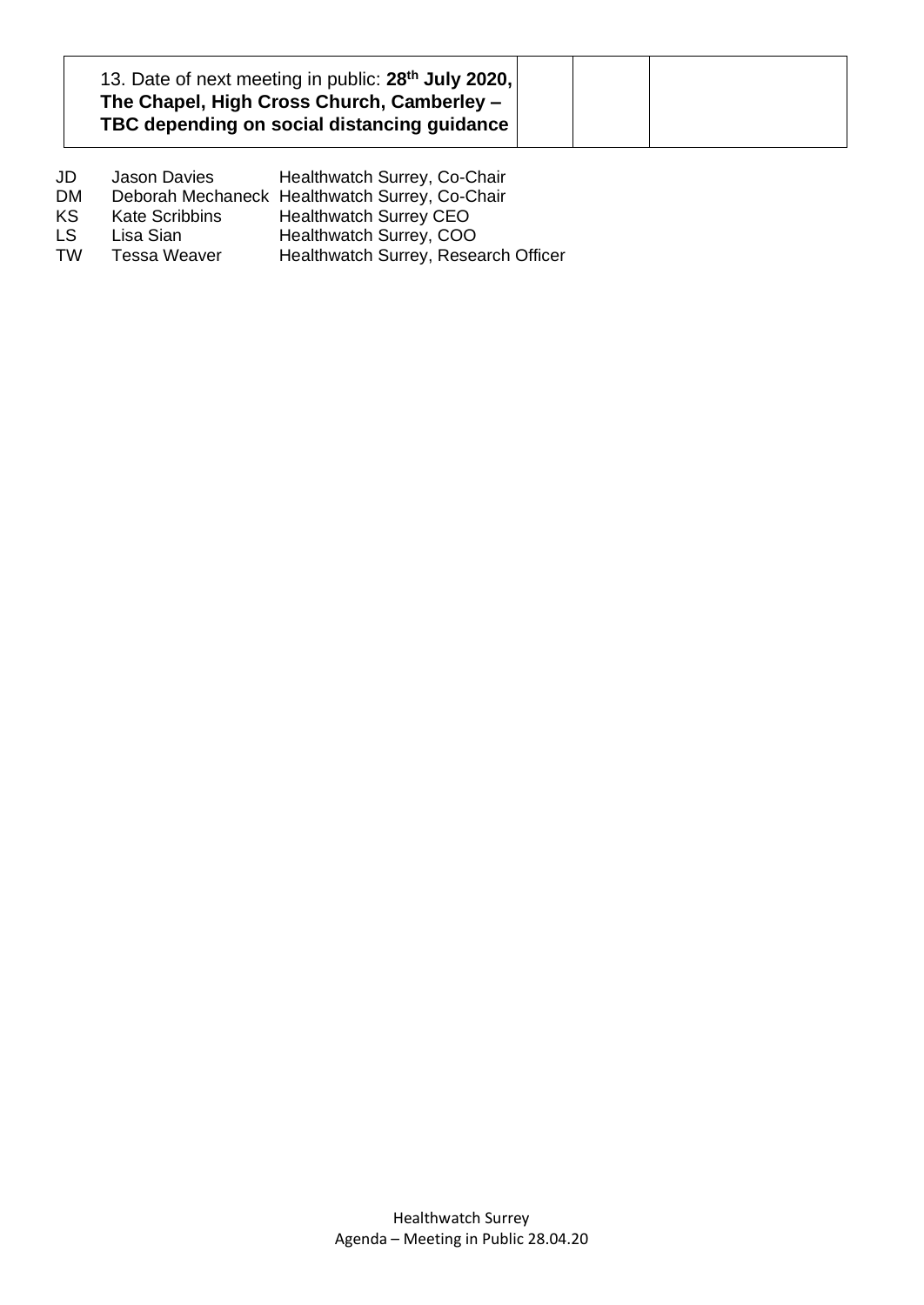| | | | |
|---|---|---|---|
| 13. Date of next meeting in public: **28th July 2020, The Chapel, High Cross Church, Camberley – TBC depending on social distancing guidance** | | | |

| | | |
|---|---|---|
| JD | Jason Davies | Healthwatch Surrey, Co-Chair |
| DM | Deborah Mechaneck | Healthwatch Surrey, Co-Chair |
| KS | Kate Scribbins | Healthwatch Surrey CEO |
| LS | Lisa Sian | Healthwatch Surrey, COO |
| TW | Tessa Weaver | Healthwatch Surrey, Research Officer |